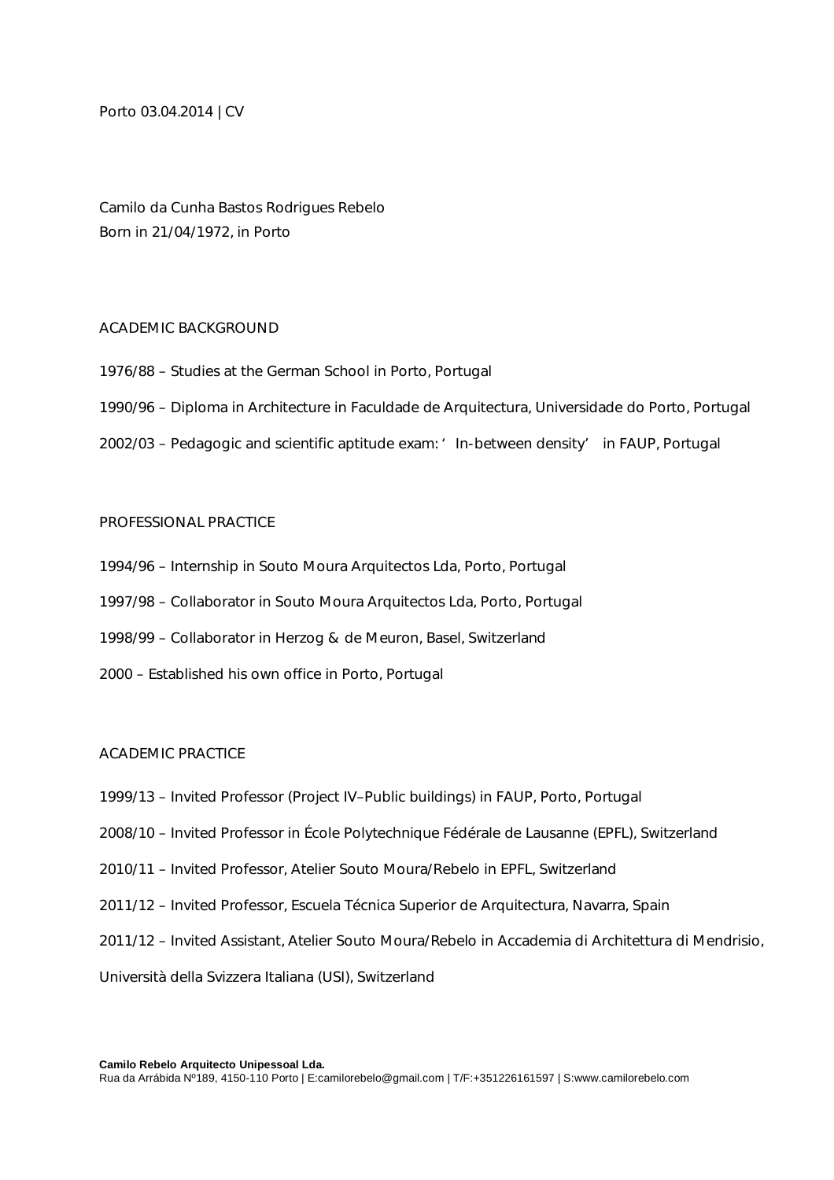Porto 03.04.2014 | CV

Camilo da Cunha Bastos Rodrigues Rebelo
Born in 21/04/1972, in Porto

## ACADEMIC BACKGROUND

1976/88 – Studies at the German School in Porto, Portugal

1990/96 – Diploma in Architecture in Faculdade de Arquitectura, Universidade do Porto, Portugal

2002/03 – Pedagogic and scientific aptitude exam: ' In-between density' in FAUP, Portugal

## PROFESSIONAL PRACTICE

1994/96 – Internship in Souto Moura Arquitectos Lda, Porto, Portugal

1997/98 – Collaborator in Souto Moura Arquitectos Lda, Porto, Portugal

1998/99 – Collaborator in Herzog & de Meuron, Basel, Switzerland

2000 – Established his own office in Porto, Portugal

## ACADEMIC PRACTICE

1999/13 – Invited Professor (Project IV–Public buildings) in FAUP, Porto, Portugal

2008/10 – Invited Professor in École Polytechnique Fédérale de Lausanne (EPFL), Switzerland

2010/11 – Invited Professor, Atelier Souto Moura/Rebelo in EPFL, Switzerland

2011/12 – Invited Professor, Escuela Técnica Superior de Arquitectura, Navarra, Spain

2011/12 – Invited Assistant, Atelier Souto Moura/Rebelo in Accademia di Architettura di Mendrisio, Università della Svizzera Italiana (USI), Switzerland

**Camilo Rebelo Arquitecto Unipessoal Lda.**
Rua da Arrábida Nº189, 4150-110 Porto | E:camilorebelo@gmail.com | T/F:+351226161597 | S:www.camilorebelo.com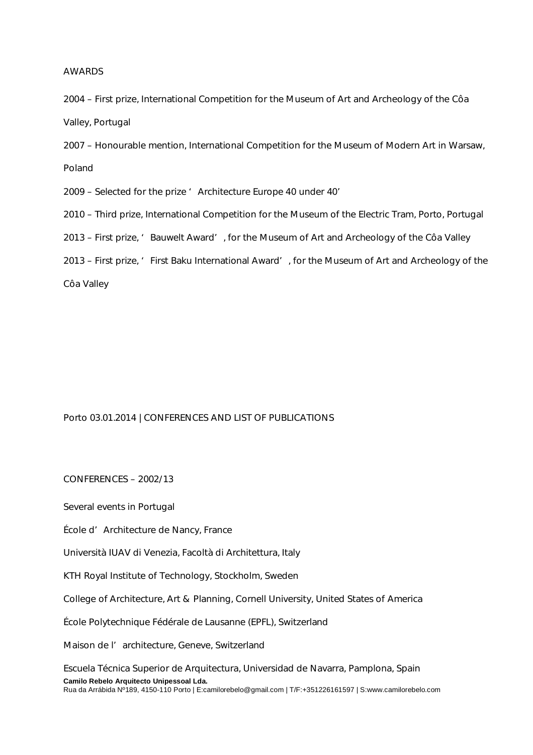## AWARDS

2004 – First prize, International Competition for the Museum of Art and Archeology of the Côa Valley, Portugal

2007 – Honourable mention, International Competition for the Museum of Modern Art in Warsaw, Poland

2009 – Selected for the prize 'Architecture Europe 40 under 40'

2010 – Third prize, International Competition for the Museum of the Electric Tram, Porto, Portugal

2013 – First prize, 'Bauwelt Award', for the Museum of Art and Archeology of the Côa Valley

2013 – First prize, 'First Baku International Award', for the Museum of Art and Archeology of the Côa Valley

Porto 03.01.2014 | CONFERENCES AND LIST OF PUBLICATIONS

## CONFERENCES – 2002/13

Several events in Portugal

École d'Architecture de Nancy, France

Università IUAV di Venezia, Facoltà di Architettura, Italy

KTH Royal Institute of Technology, Stockholm, Sweden

College of Architecture, Art & Planning, Cornell University, United States of America

École Polytechnique Fédérale de Lausanne (EPFL), Switzerland

Maison de l'architecture, Geneve, Switzerland

Escuela Técnica Superior de Arquitectura, Universidad de Navarra, Pamplona, Spain

**Camilo Rebelo Arquitecto Unipessoal Lda.**
Rua da Arrábida Nº189, 4150-110 Porto | E:camilorebelo@gmail.com | T/F:+351226161597 | S:www.camilorebelo.com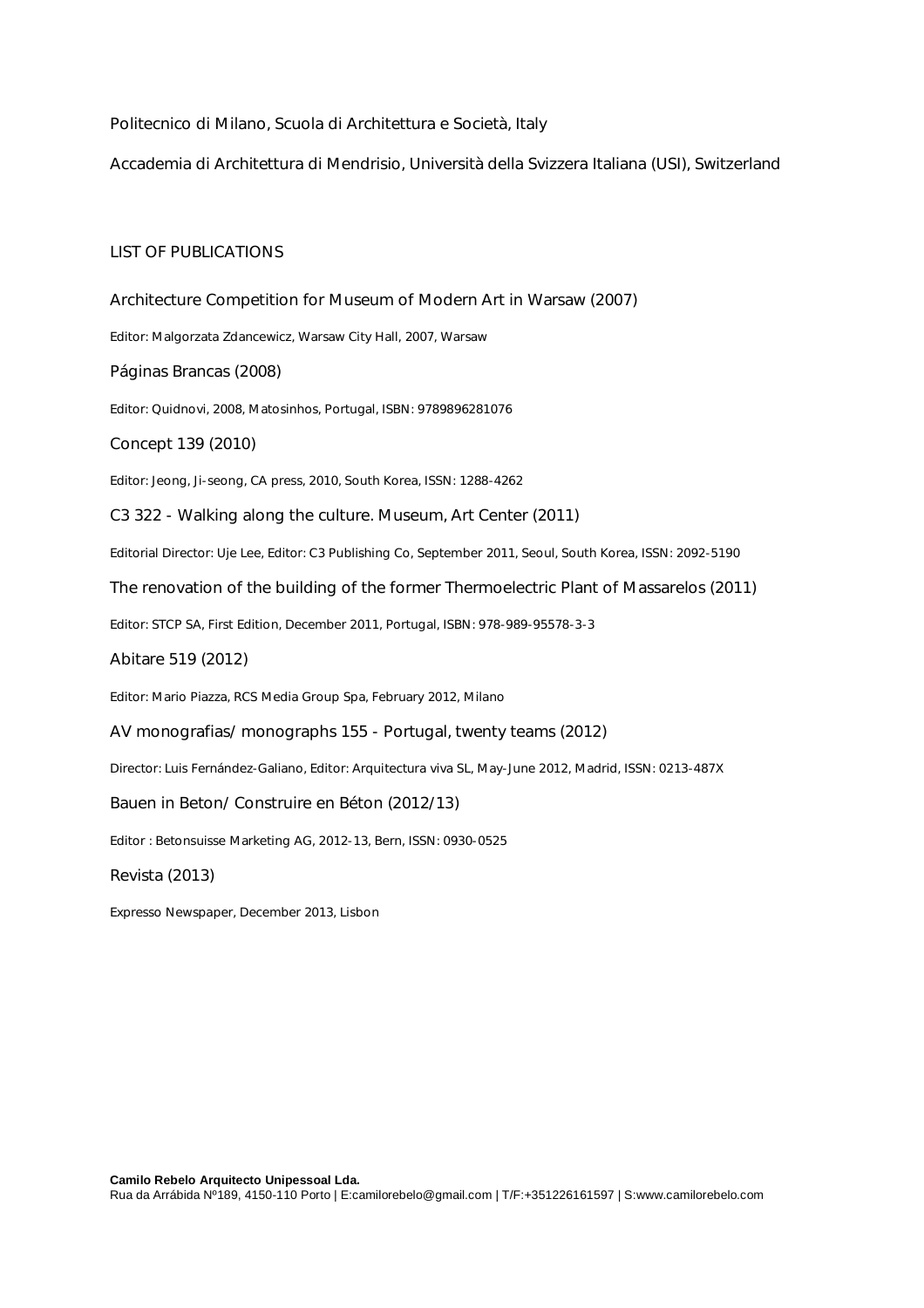Politecnico di Milano, Scuola di Architettura e Società, Italy

Accademia di Architettura di Mendrisio, Università della Svizzera Italiana (USI), Switzerland

## LIST OF PUBLICATIONS

Architecture Competition for Museum of Modern Art in Warsaw (2007)

Editor: Malgorzata Zdancewicz, Warsaw City Hall, 2007, Warsaw

Páginas Brancas (2008)

Editor: Quidnovi, 2008, Matosinhos, Portugal, ISBN: 9789896281076

Concept 139 (2010)

Editor: Jeong, Ji-seong, CA press, 2010, South Korea, ISSN: 1288-4262

C3 322 - Walking along the culture. Museum, Art Center (2011)

Editorial Director: Uje Lee, Editor: C3 Publishing Co, September 2011, Seoul, South Korea, ISSN: 2092-5190

The renovation of the building of the former Thermoelectric Plant of Massarelos (2011)

Editor: STCP SA, First Edition, December 2011, Portugal, ISBN: 978-989-95578-3-3

Abitare 519 (2012)

Editor: Mario Piazza, RCS Media Group Spa, February 2012, Milano

AV monografias/ monographs 155 - Portugal, twenty teams (2012)

Director: Luis Fernández-Galiano, Editor: Arquitectura viva SL, May-June 2012, Madrid, ISSN: 0213-487X

Bauen in Beton/ Construire en Béton (2012/13)

Editor : Betonsuisse Marketing AG, 2012-13, Bern, ISSN: 0930-0525

Revista (2013)

Expresso Newspaper, December 2013, Lisbon

**Camilo Rebelo Arquitecto Unipessoal Lda.**
Rua da Arrábida Nº189, 4150-110 Porto | E:camilorebelo@gmail.com | T/F:+351226161597 | S:www.camilorebelo.com